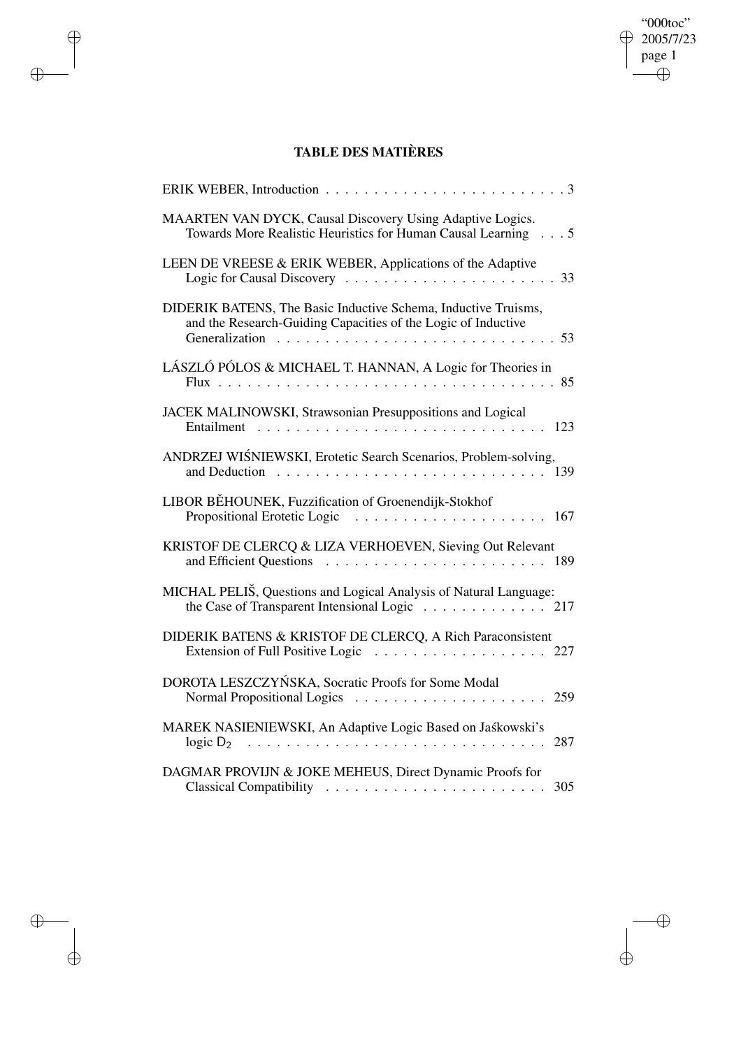# TABLE DES MATIÈRES

ERIK WEBER, Introduction . . . . . . . . . . . . . . . . . . . . . . . . 3

MAARTEN VAN DYCK, Causal Discovery Using Adaptive Logics. Towards More Realistic Heuristics for Human Causal Learning . . . 5

LEEN DE VREESE & ERIK WEBER, Applications of the Adaptive Logic for Causal Discovery . . . . . . . . . . . . . . . . . . . . . 33

DIDERIK BATENS, The Basic Inductive Schema, Inductive Truisms, and the Research-Guiding Capacities of the Logic of Inductive Generalization . . . . . . . . . . . . . . . . . . . . . . . . . . . 53

LÁSZLÓ PÓLOS & MICHAEL T. HANNAN, A Logic for Theories in Flux . . . . . . . . . . . . . . . . . . . . . . . . . . . . . . . . . . 85

JACEK MALINOWSKI, Strawsonian Presuppositions and Logical Entailment . . . . . . . . . . . . . . . . . . . . . . . . . . . . . 123

ANDRZEJ WIŚNIEWSKI, Erotetic Search Scenarios, Problem-solving, and Deduction . . . . . . . . . . . . . . . . . . . . . . . . . . 139

LIBOR BĚHOUNEK, Fuzzification of Groenendijk-Stokhof Propositional Erotetic Logic . . . . . . . . . . . . . . . . . . . . 167

KRISTOF DE CLERCQ & LIZA VERHOEVEN, Sieving Out Relevant and Efficient Questions . . . . . . . . . . . . . . . . . . . . . . 189

MICHAL PELIŠ, Questions and Logical Analysis of Natural Language: the Case of Transparent Intensional Logic . . . . . . . . . . . . . 217

DIDERIK BATENS & KRISTOF DE CLERCQ, A Rich Paraconsistent Extension of Full Positive Logic . . . . . . . . . . . . . . . . . . 227

DOROTA LESZCZYŃSKA, Socratic Proofs for Some Modal Normal Propositional Logics . . . . . . . . . . . . . . . . . . . . 259

MAREK NASIENIEWSKI, An Adaptive Logic Based on Jaśkowski's logic $D_2$ . . . . . . . . . . . . . . . . . . . . . . . . . . . . . . 287

DAGMAR PROVIJN & JOKE MEHEUS, Direct Dynamic Proofs for Classical Compatibility . . . . . . . . . . . . . . . . . . . . . . . 305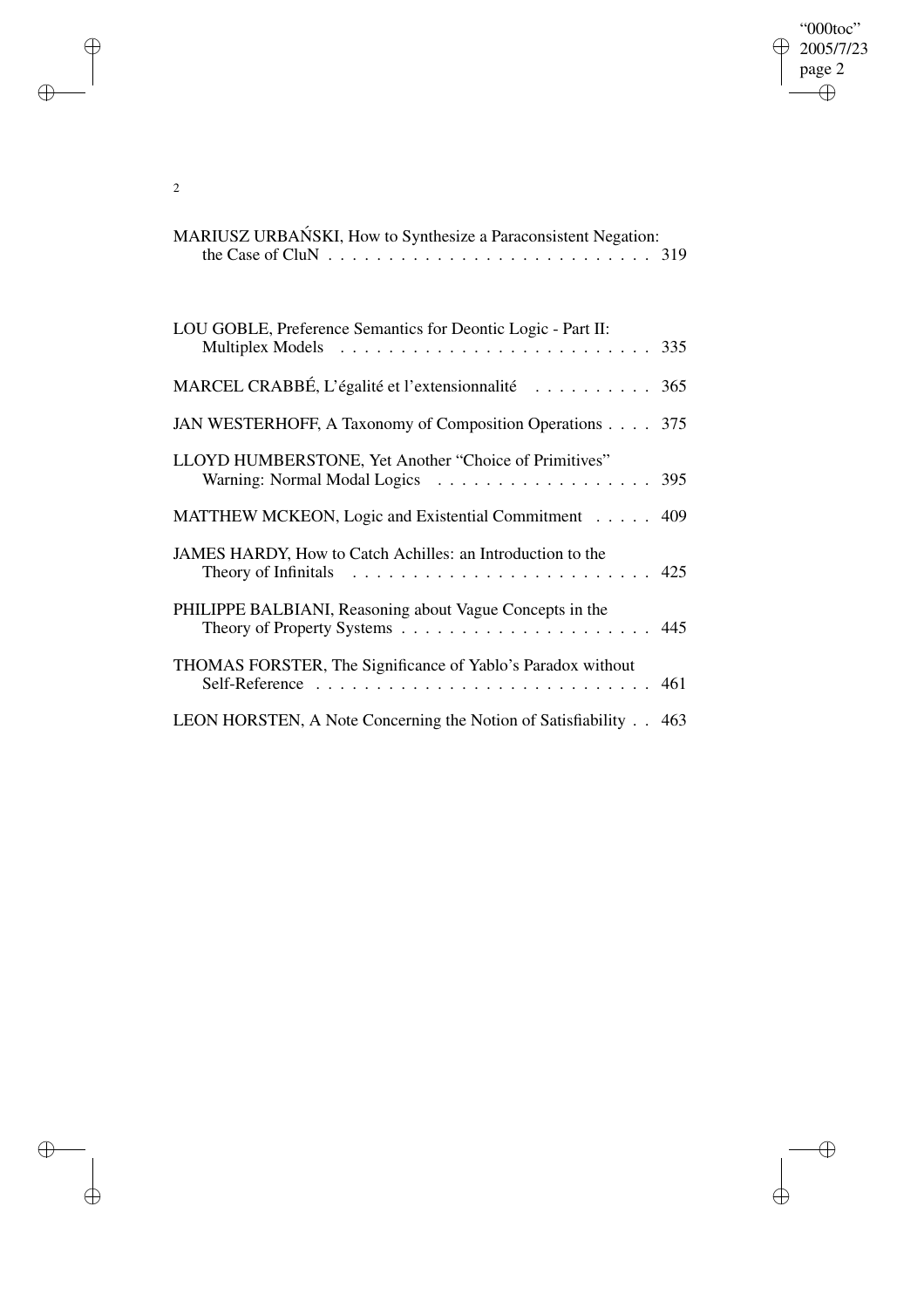MARIUSZ URBAŃSKI, How to Synthesize a Paraconsistent Negation: the Case of CluN . . . . . . . . . . . . . . . . . . . . . . . . . . . 319

LOU GOBLE, Preference Semantics for Deontic Logic - Part II: Multiplex Models . . . . . . . . . . . . . . . . . . . . . . . . . . 335

MARCEL CRABBÉ, L'égalité et l'extensionnalité . . . . . . . . . . 365

JAN WESTERHOFF, A Taxonomy of Composition Operations . . . . 375

LLOYD HUMBERSTONE, Yet Another "Choice of Primitives" Warning: Normal Modal Logics . . . . . . . . . . . . . . . . . . 395

MATTHEW MCKEON, Logic and Existential Commitment . . . . . 409

JAMES HARDY, How to Catch Achilles: an Introduction to the Theory of Infinitals . . . . . . . . . . . . . . . . . . . . . . . . . 425

PHILIPPE BALBIANI, Reasoning about Vague Concepts in the Theory of Property Systems . . . . . . . . . . . . . . . . . . . . . 445

THOMAS FORSTER, The Significance of Yablo's Paradox without Self-Reference . . . . . . . . . . . . . . . . . . . . . . . . . . . . 461

LEON HORSTEN, A Note Concerning the Notion of Satisfiability . . 463